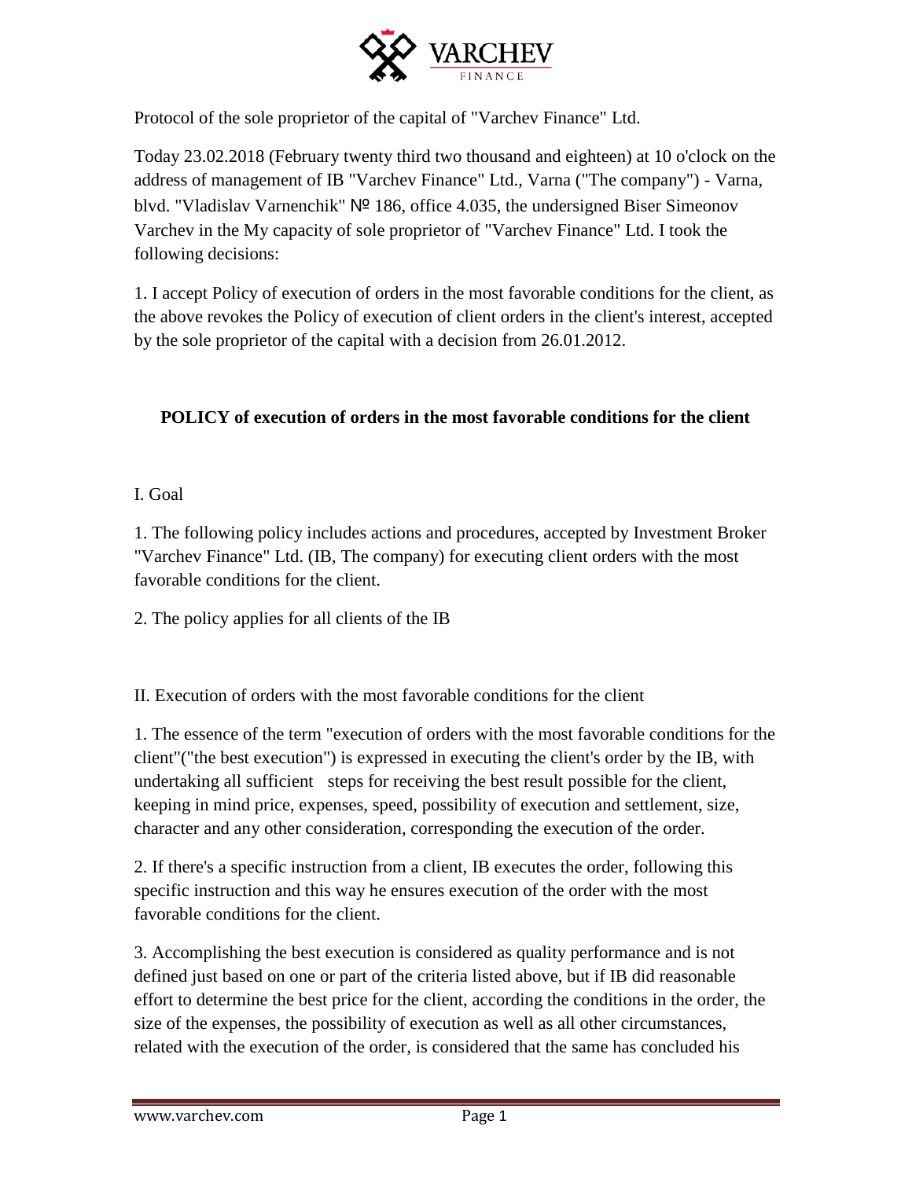Protocol of the sole proprietor of the capital of "Varchev Finance" Ltd.

Today 23.02.2018 (February twenty third two thousand and eighteen) at 10 o'clock on the address of management of IB "Varchev Finance" Ltd., Varna ("The company") - Varna, blvd. "Vladislav Varnenchik" № 186, office 4.035, the undersigned Biser Simeonov Varchev in the My capacity of sole proprietor of "Varchev Finance" Ltd. I took the following decisions:

1. I accept Policy of execution of orders in the most favorable conditions for the client, as the above revokes the Policy of execution of client orders in the client's interest, accepted by the sole proprietor of the capital with a decision from 26.01.2012.

## POLICY of execution of orders in the most favorable conditions for the client

I. Goal

1. The following policy includes actions and procedures, accepted by Investment Broker "Varchev Finance" Ltd. (IB, The company) for executing client orders with the most favorable conditions for the client.

2. The policy applies for all clients of the IB

II. Execution of orders with the most favorable conditions for the client

1. The essence of the term "execution of orders with the most favorable conditions for the client"("the best execution") is expressed in executing the client's order by the IB, with undertaking all sufficient steps for receiving the best result possible for the client, keeping in mind price, expenses, speed, possibility of execution and settlement, size, character and any other consideration, corresponding the execution of the order.

2. If there's a specific instruction from a client, IB executes the order, following this specific instruction and this way he ensures execution of the order with the most favorable conditions for the client.

3. Accomplishing the best execution is considered as quality performance and is not defined just based on one or part of the criteria listed above, but if IB did reasonable effort to determine the best price for the client, according the conditions in the order, the size of the expenses, the possibility of execution as well as all other circumstances, related with the execution of the order, is considered that the same has concluded his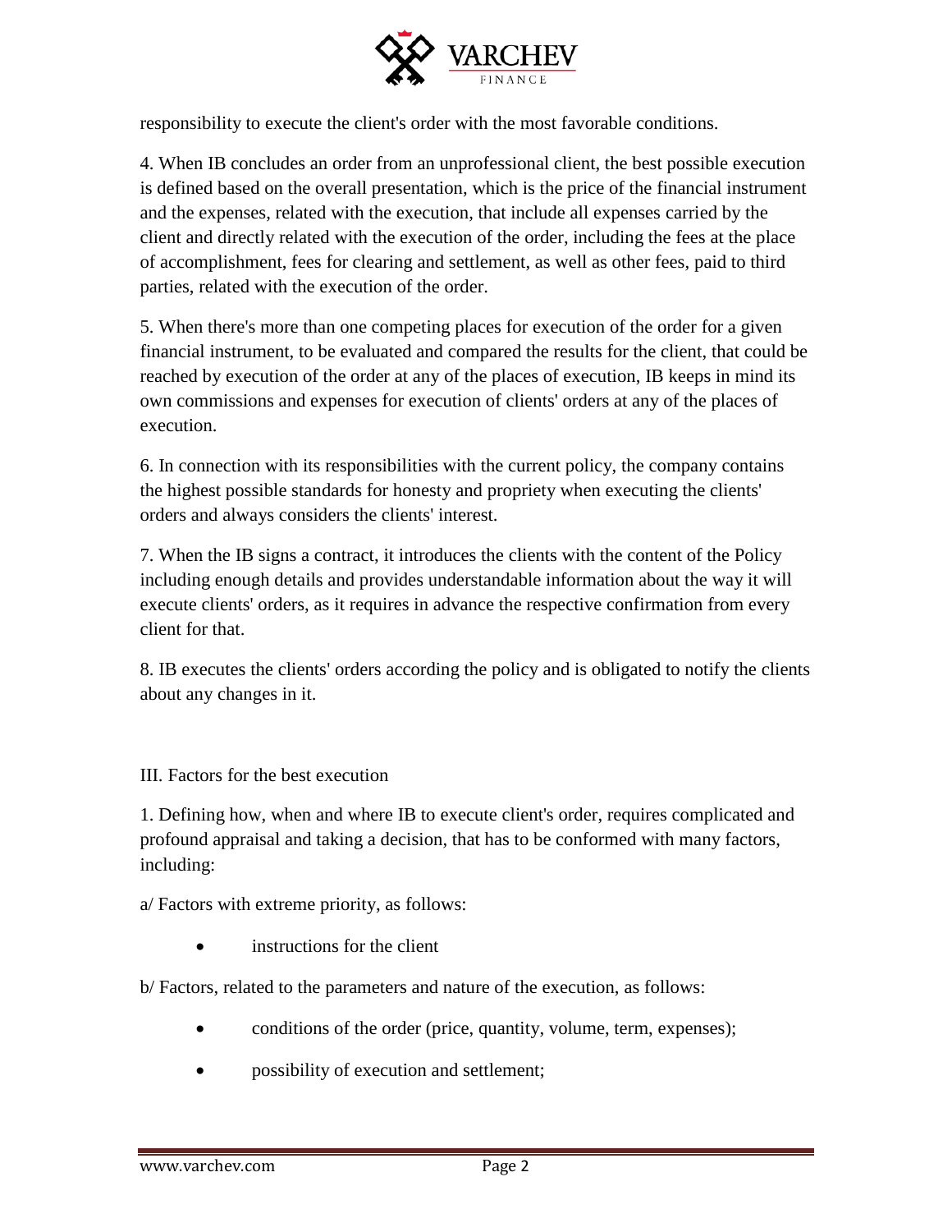responsibility to execute the client's order with the most favorable conditions.

4. When IB concludes an order from an unprofessional client, the best possible execution is defined based on the overall presentation, which is the price of the financial instrument and the expenses, related with the execution, that include all expenses carried by the client and directly related with the execution of the order, including the fees at the place of accomplishment, fees for clearing and settlement, as well as other fees, paid to third parties, related with the execution of the order.

5. When there's more than one competing places for execution of the order for a given financial instrument, to be evaluated and compared the results for the client, that could be reached by execution of the order at any of the places of execution, IB keeps in mind its own commissions and expenses for execution of clients' orders at any of the places of execution.

6. In connection with its responsibilities with the current policy, the company contains the highest possible standards for honesty and propriety when executing the clients' orders and always considers the clients' interest.

7. When the IB signs a contract, it introduces the clients with the content of the Policy including enough details and provides understandable information about the way it will execute clients' orders, as it requires in advance the respective confirmation from every client for that.

8. IB executes the clients' orders according the policy and is obligated to notify the clients about any changes in it.

III. Factors for the best execution

1. Defining how, when and where IB to execute client's order, requires complicated and profound appraisal and taking a decision, that has to be conformed with many factors, including:

a/ Factors with extreme priority, as follows:

- instructions for the client

b/ Factors, related to the parameters and nature of the execution, as follows:

- conditions of the order (price, quantity, volume, term, expenses);
- possibility of execution and settlement;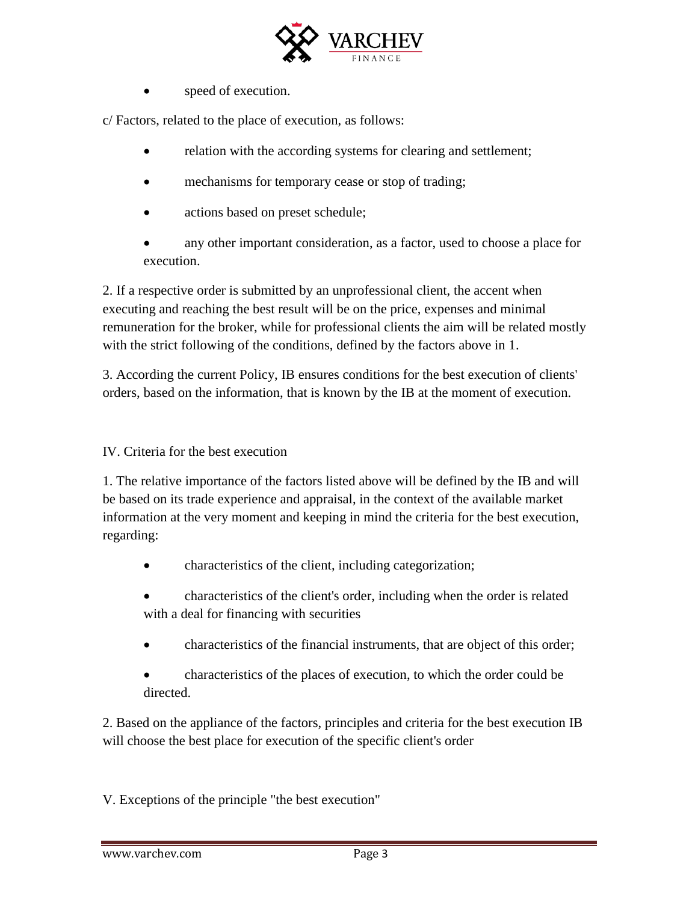- speed of execution.

c/ Factors, related to the place of execution, as follows:

- relation with the according systems for clearing and settlement;
- mechanisms for temporary cease or stop of trading;
- actions based on preset schedule;
- any other important consideration, as a factor, used to choose a place for execution.

2. If a respective order is submitted by an unprofessional client, the accent when executing and reaching the best result will be on the price, expenses and minimal remuneration for the broker, while for professional clients the aim will be related mostly with the strict following of the conditions, defined by the factors above in 1.

3. According the current Policy, IB ensures conditions for the best execution of clients' orders, based on the information, that is known by the IB at the moment of execution.

## IV. Criteria for the best execution

1. The relative importance of the factors listed above will be defined by the IB and will be based on its trade experience and appraisal, in the context of the available market information at the very moment and keeping in mind the criteria for the best execution, regarding:

- characteristics of the client, including categorization;
- characteristics of the client's order, including when the order is related with a deal for financing with securities
- characteristics of the financial instruments, that are object of this order;
- characteristics of the places of execution, to which the order could be directed.

2. Based on the appliance of the factors, principles and criteria for the best execution IB will choose the best place for execution of the specific client's order

## V. Exceptions of the principle "the best execution"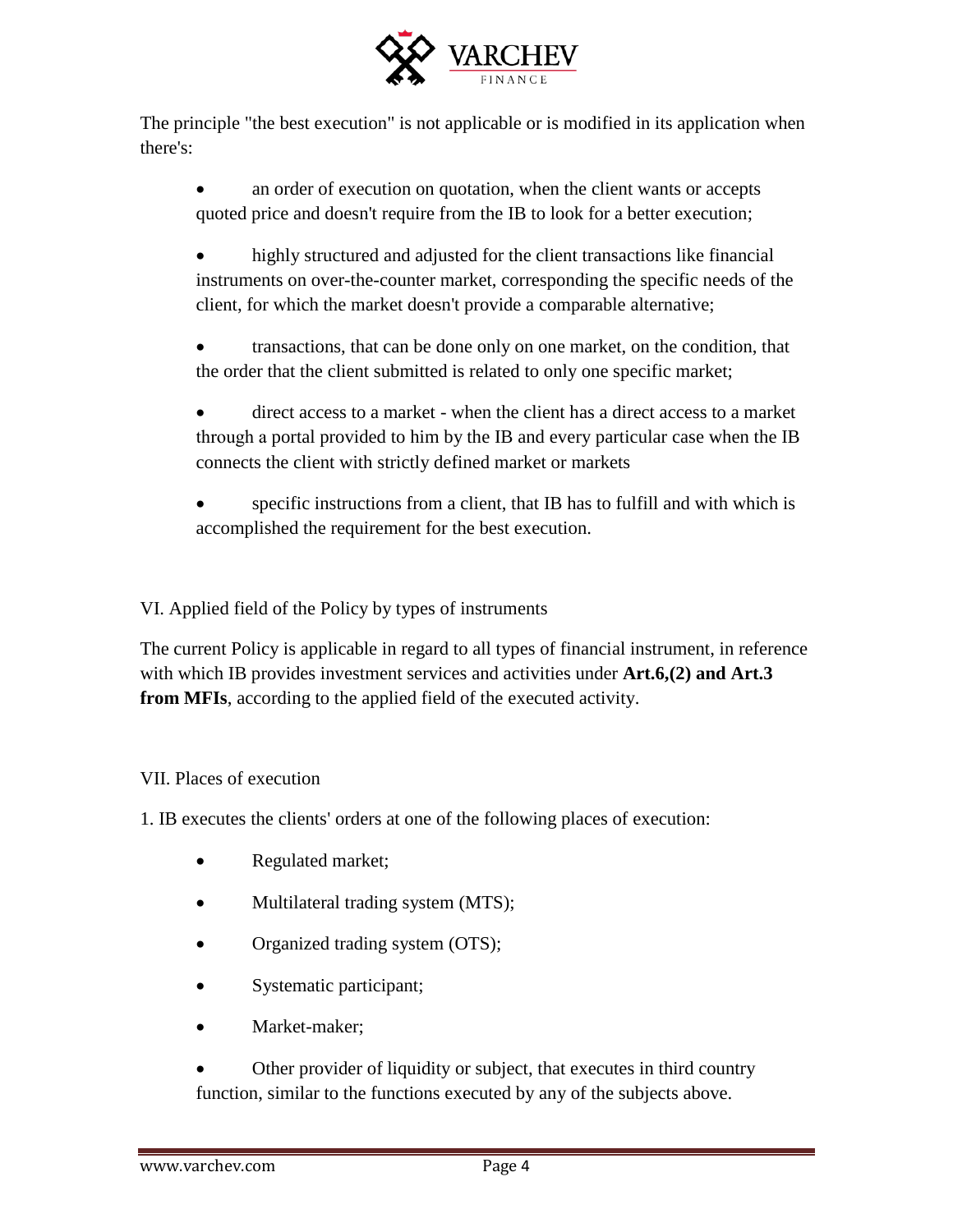The principle "the best execution" is not applicable or is modified in its application when there's:

- an order of execution on quotation, when the client wants or accepts quoted price and doesn't require from the IB to look for a better execution;
- highly structured and adjusted for the client transactions like financial instruments on over-the-counter market, corresponding the specific needs of the client, for which the market doesn't provide a comparable alternative;
- transactions, that can be done only on one market, on the condition, that the order that the client submitted is related to only one specific market;
- direct access to a market - when the client has a direct access to a market through a portal provided to him by the IB and every particular case when the IB connects the client with strictly defined market or markets
- specific instructions from a client, that IB has to fulfill and with which is accomplished the requirement for the best execution.

## VI. Applied field of the Policy by types of instruments

The current Policy is applicable in regard to all types of financial instrument, in reference with which IB provides investment services and activities under **Art.6,(2) and Art.3 from MFIs**, according to the applied field of the executed activity.

## VII. Places of execution

1. IB executes the clients' orders at one of the following places of execution:

- Regulated market;
- Multilateral trading system (MTS);
- Organized trading system (OTS);
- Systematic participant;
- Market-maker;
- Other provider of liquidity or subject, that executes in third country function, similar to the functions executed by any of the subjects above.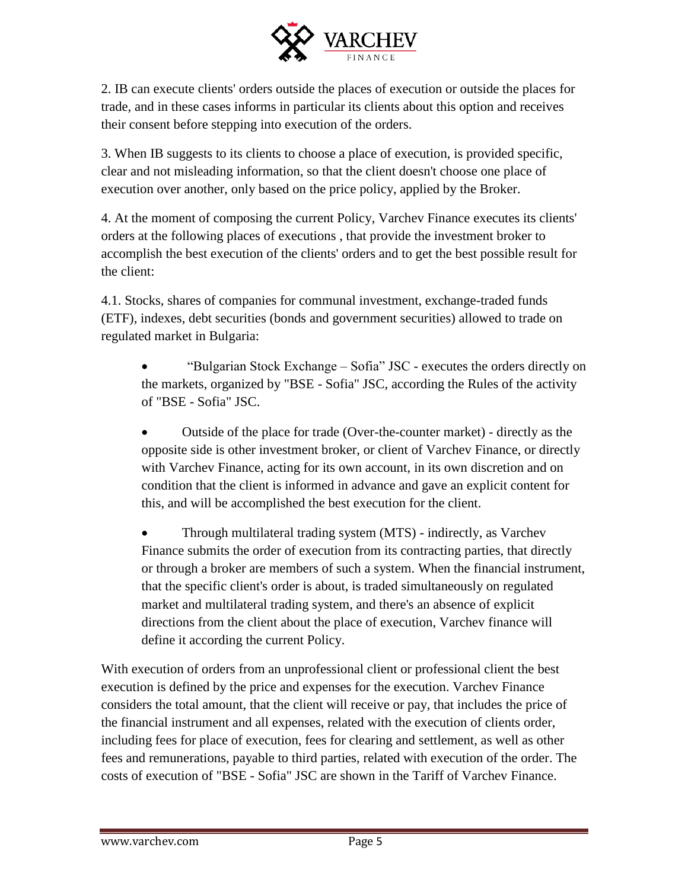2. IB can execute clients' orders outside the places of execution or outside the places for trade, and in these cases informs in particular its clients about this option and receives their consent before stepping into execution of the orders.

3. When IB suggests to its clients to choose a place of execution, is provided specific, clear and not misleading information, so that the client doesn't choose one place of execution over another, only based on the price policy, applied by the Broker.

4. At the moment of composing the current Policy, Varchev Finance executes its clients' orders at the following places of executions , that provide the investment broker to accomplish the best execution of the clients' orders and to get the best possible result for the client:

4.1. Stocks, shares of companies for communal investment, exchange-traded funds (ETF), indexes, debt securities (bonds and government securities) allowed to trade on regulated market in Bulgaria:

- "Bulgarian Stock Exchange – Sofia" JSC - executes the orders directly on the markets, organized by "BSE - Sofia" JSC, according the Rules of the activity of "BSE - Sofia" JSC.
- Outside of the place for trade (Over-the-counter market) - directly as the opposite side is other investment broker, or client of Varchev Finance, or directly with Varchev Finance, acting for its own account, in its own discretion and on condition that the client is informed in advance and gave an explicit content for this, and will be accomplished the best execution for the client.
- Through multilateral trading system (MTS) - indirectly, as Varchev Finance submits the order of execution from its contracting parties, that directly or through a broker are members of such a system. When the financial instrument, that the specific client's order is about, is traded simultaneously on regulated market and multilateral trading system, and there's an absence of explicit directions from the client about the place of execution, Varchev finance will define it according the current Policy.

With execution of orders from an unprofessional client or professional client the best execution is defined by the price and expenses for the execution. Varchev Finance considers the total amount, that the client will receive or pay, that includes the price of the financial instrument and all expenses, related with the execution of clients order, including fees for place of execution, fees for clearing and settlement, as well as other fees and remunerations, payable to third parties, related with execution of the order. The costs of execution of "BSE - Sofia" JSC are shown in the Tariff of Varchev Finance.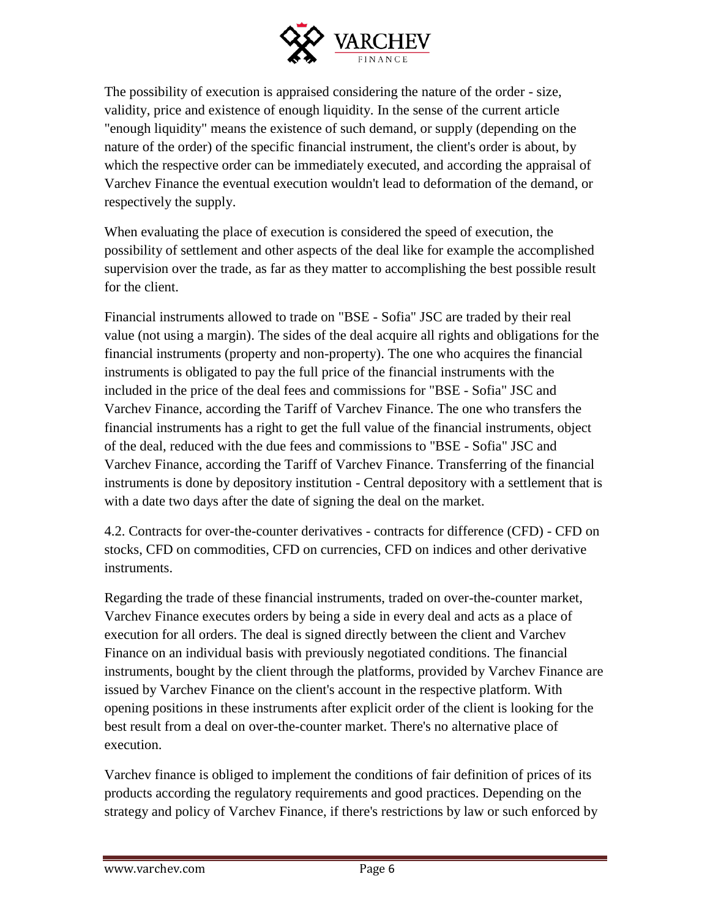The possibility of execution is appraised considering the nature of the order - size, validity, price and existence of enough liquidity. In the sense of the current article "enough liquidity" means the existence of such demand, or supply (depending on the nature of the order) of the specific financial instrument, the client's order is about, by which the respective order can be immediately executed, and according the appraisal of Varchev Finance the eventual execution wouldn't lead to deformation of the demand, or respectively the supply.

When evaluating the place of execution is considered the speed of execution, the possibility of settlement and other aspects of the deal like for example the accomplished supervision over the trade, as far as they matter to accomplishing the best possible result for the client.

Financial instruments allowed to trade on "BSE - Sofia" JSC are traded by their real value (not using a margin). The sides of the deal acquire all rights and obligations for the financial instruments (property and non-property). The one who acquires the financial instruments is obligated to pay the full price of the financial instruments with the included in the price of the deal fees and commissions for "BSE - Sofia" JSC and Varchev Finance, according the Tariff of Varchev Finance. The one who transfers the financial instruments has a right to get the full value of the financial instruments, object of the deal, reduced with the due fees and commissions to "BSE - Sofia" JSC and Varchev Finance, according the Tariff of Varchev Finance. Transferring of the financial instruments is done by depository institution - Central depository with a settlement that is with a date two days after the date of signing the deal on the market.

4.2. Contracts for over-the-counter derivatives - contracts for difference (CFD) - CFD on stocks, CFD on commodities, CFD on currencies, CFD on indices and other derivative instruments.

Regarding the trade of these financial instruments, traded on over-the-counter market, Varchev Finance executes orders by being a side in every deal and acts as a place of execution for all orders. The deal is signed directly between the client and Varchev Finance on an individual basis with previously negotiated conditions. The financial instruments, bought by the client through the platforms, provided by Varchev Finance are issued by Varchev Finance on the client's account in the respective platform. With opening positions in these instruments after explicit order of the client is looking for the best result from a deal on over-the-counter market. There's no alternative place of execution.

Varchev finance is obliged to implement the conditions of fair definition of prices of its products according the regulatory requirements and good practices. Depending on the strategy and policy of Varchev Finance, if there's restrictions by law or such enforced by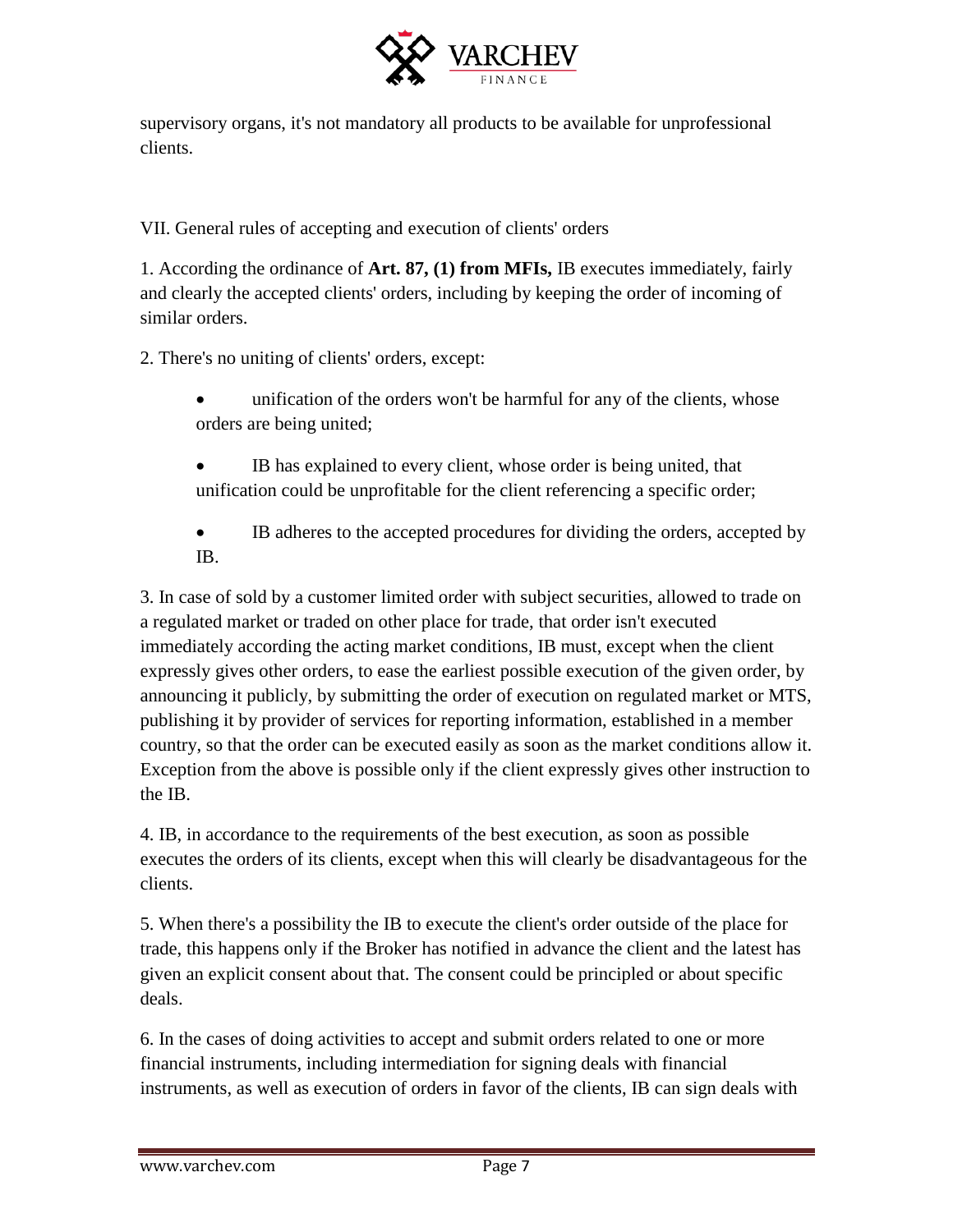supervisory organs, it's not mandatory all products to be available for unprofessional clients.

VII. General rules of accepting and execution of clients' orders

1. According the ordinance of **Art. 87, (1) from MFIs,** IB executes immediately, fairly and clearly the accepted clients' orders, including by keeping the order of incoming of similar orders.

2. There's no uniting of clients' orders, except:

- unification of the orders won't be harmful for any of the clients, whose orders are being united;
- IB has explained to every client, whose order is being united, that unification could be unprofitable for the client referencing a specific order;
- IB adheres to the accepted procedures for dividing the orders, accepted by IB.

3. In case of sold by a customer limited order with subject securities, allowed to trade on a regulated market or traded on other place for trade, that order isn't executed immediately according the acting market conditions, IB must, except when the client expressly gives other orders, to ease the earliest possible execution of the given order, by announcing it publicly, by submitting the order of execution on regulated market or MTS, publishing it by provider of services for reporting information, established in a member country, so that the order can be executed easily as soon as the market conditions allow it. Exception from the above is possible only if the client expressly gives other instruction to the IB.

4. IB, in accordance to the requirements of the best execution, as soon as possible executes the orders of its clients, except when this will clearly be disadvantageous for the clients.

5. When there's a possibility the IB to execute the client's order outside of the place for trade, this happens only if the Broker has notified in advance the client and the latest has given an explicit consent about that. The consent could be principled or about specific deals.

6. In the cases of doing activities to accept and submit orders related to one or more financial instruments, including intermediation for signing deals with financial instruments, as well as execution of orders in favor of the clients, IB can sign deals with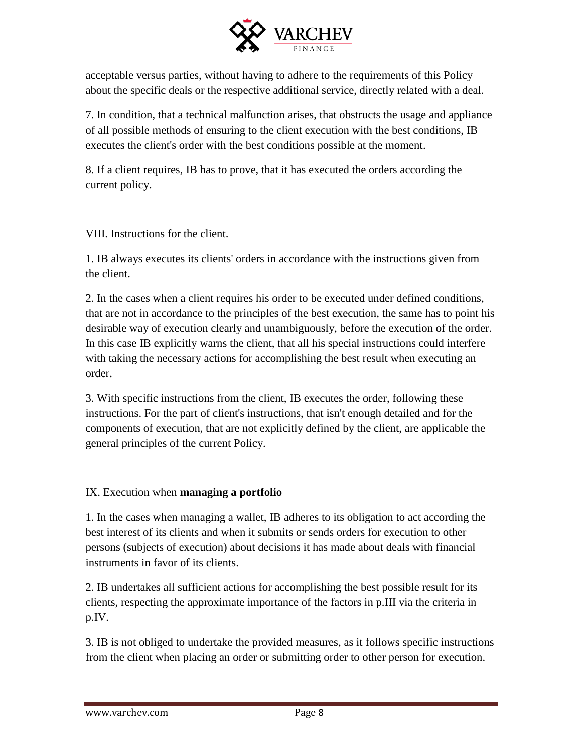acceptable versus parties, without having to adhere to the requirements of this Policy about the specific deals or the respective additional service, directly related with a deal.

7. In condition, that a technical malfunction arises, that obstructs the usage and appliance of all possible methods of ensuring to the client execution with the best conditions, IB executes the client's order with the best conditions possible at the moment.

8. If a client requires, IB has to prove, that it has executed the orders according the current policy.

## VIII. Instructions for the client.

1. IB always executes its clients' orders in accordance with the instructions given from the client.

2. In the cases when a client requires his order to be executed under defined conditions, that are not in accordance to the principles of the best execution, the same has to point his desirable way of execution clearly and unambiguously, before the execution of the order. In this case IB explicitly warns the client, that all his special instructions could interfere with taking the necessary actions for accomplishing the best result when executing an order.

3. With specific instructions from the client, IB executes the order, following these instructions. For the part of client's instructions, that isn't enough detailed and for the components of execution, that are not explicitly defined by the client, are applicable the general principles of the current Policy.

## IX. Execution when **managing a portfolio**

1. In the cases when managing a wallet, IB adheres to its obligation to act according the best interest of its clients and when it submits or sends orders for execution to other persons (subjects of execution) about decisions it has made about deals with financial instruments in favor of its clients.

2. IB undertakes all sufficient actions for accomplishing the best possible result for its clients, respecting the approximate importance of the factors in p.III via the criteria in p.IV.

3. IB is not obliged to undertake the provided measures, as it follows specific instructions from the client when placing an order or submitting order to other person for execution.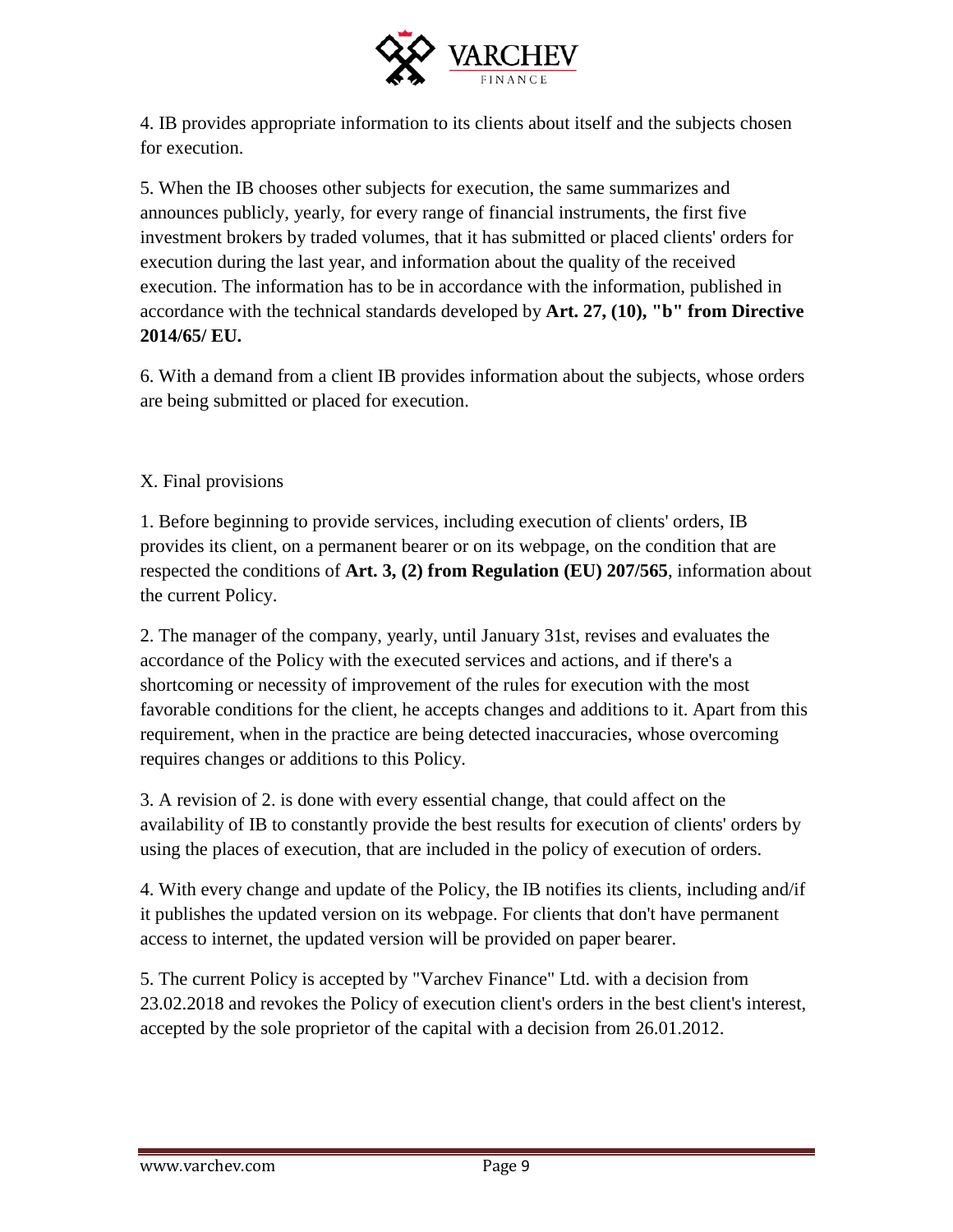4. IB provides appropriate information to its clients about itself and the subjects chosen for execution.

5. When the IB chooses other subjects for execution, the same summarizes and announces publicly, yearly, for every range of financial instruments, the first five investment brokers by traded volumes, that it has submitted or placed clients' orders for execution during the last year, and information about the quality of the received execution. The information has to be in accordance with the information, published in accordance with the technical standards developed by **Art. 27, (10), "b" from Directive 2014/65/ EU.**

6. With a demand from a client IB provides information about the subjects, whose orders are being submitted or placed for execution.

## X. Final provisions

1. Before beginning to provide services, including execution of clients' orders, IB provides its client, on a permanent bearer or on its webpage, on the condition that are respected the conditions of **Art. 3, (2) from Regulation (EU) 207/565**, information about the current Policy.

2. The manager of the company, yearly, until January 31st, revises and evaluates the accordance of the Policy with the executed services and actions, and if there's a shortcoming or necessity of improvement of the rules for execution with the most favorable conditions for the client, he accepts changes and additions to it. Apart from this requirement, when in the practice are being detected inaccuracies, whose overcoming requires changes or additions to this Policy.

3. A revision of 2. is done with every essential change, that could affect on the availability of IB to constantly provide the best results for execution of clients' orders by using the places of execution, that are included in the policy of execution of orders.

4. With every change and update of the Policy, the IB notifies its clients, including and/if it publishes the updated version on its webpage. For clients that don't have permanent access to internet, the updated version will be provided on paper bearer.

5. The current Policy is accepted by "Varchev Finance" Ltd. with a decision from 23.02.2018 and revokes the Policy of execution client's orders in the best client's interest, accepted by the sole proprietor of the capital with a decision from 26.01.2012.